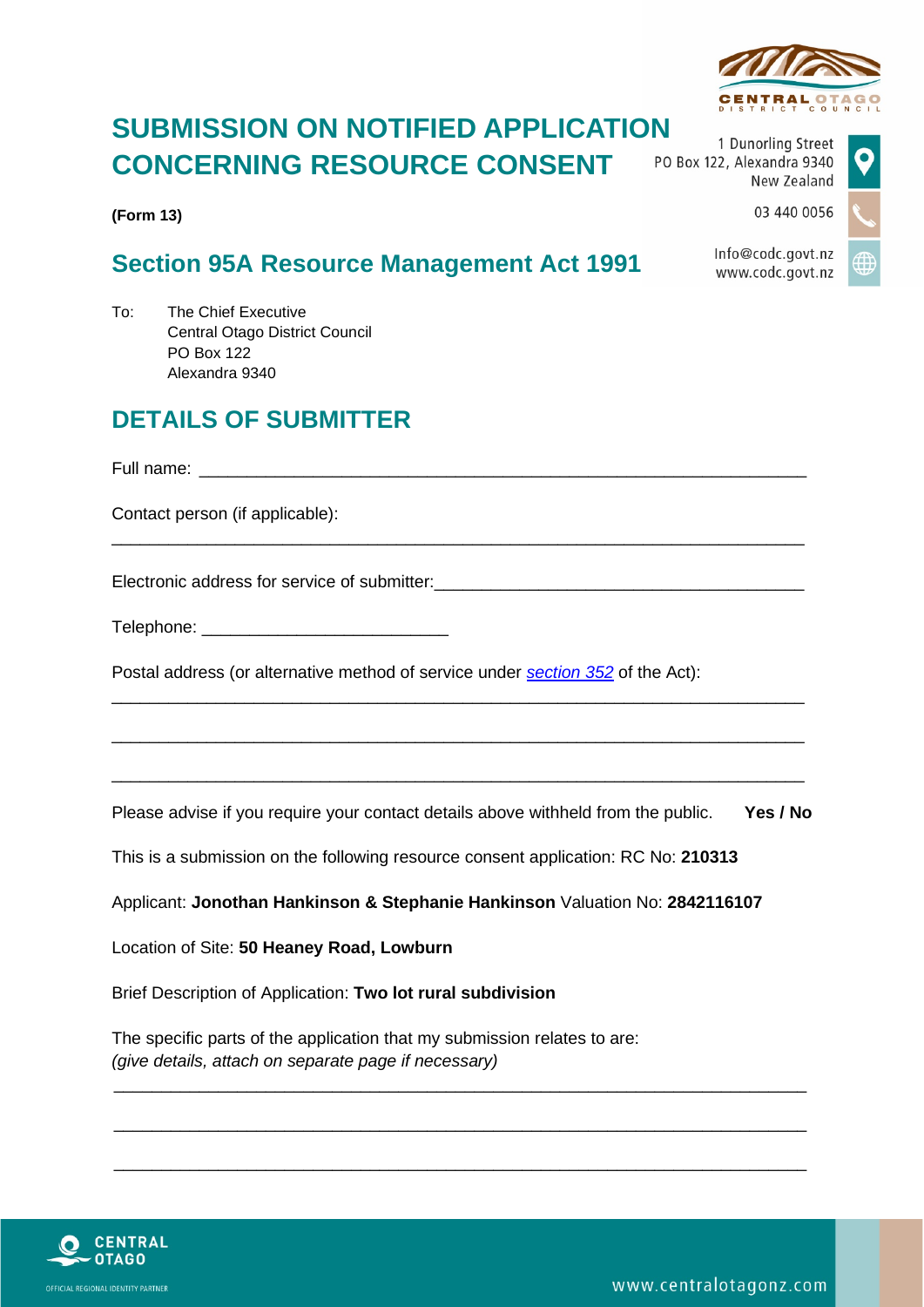# SUBMISSION ON NOTIFIED APPLICATION CONCERNING RESOURCE CONSENT

1 Dunorling Street
PO Box 122, Alexandra 9340
New Zealand

03 440 0056

Info@codc.govt.nz
www.codc.govt.nz

**(Form 13)**

## Section 95A Resource Management Act 1991

To: The Chief Executive
Central Otago District Council
PO Box 122
Alexandra 9340

## DETAILS OF SUBMITTER

Full name: ___________________________________________________________________

Contact person (if applicable):

_______________________________________________________________________________

Electronic address for service of submitter:_________________________________________

Telephone: __________________________

Postal address (or alternative method of service under [section 352](#) of the Act):

_______________________________________________________________________________

_______________________________________________________________________________

_______________________________________________________________________________

Please advise if you require your contact details above withheld from the public. **Yes / No**

This is a submission on the following resource consent application: RC No: **210313**

Applicant: **Jonothan Hankinson & Stephanie Hankinson** Valuation No: **2842116107**

Location of Site: **50 Heaney Road, Lowburn**

Brief Description of Application: **Two lot rural subdivision**

The specific parts of the application that my submission relates to are:
*(give details, attach on separate page if necessary)*

_______________________________________________________________________________

_______________________________________________________________________________

_______________________________________________________________________________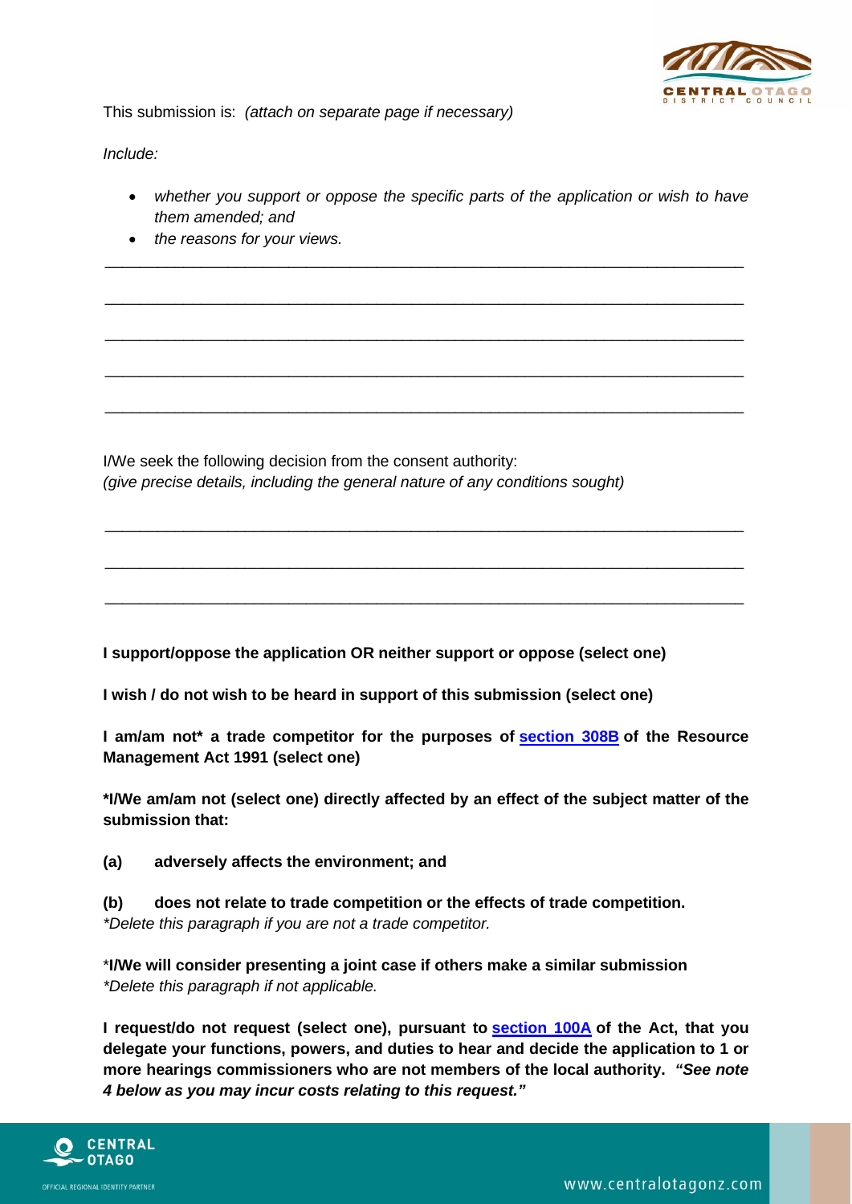This submission is: *(attach on separate page if necessary)*

*Include:*

- *whether you support or oppose the specific parts of the application or wish to have them amended; and*
- *the reasons for your views.*

\_\_\_\_\_\_\_\_\_\_\_\_\_\_\_\_\_\_\_\_\_\_\_\_\_\_\_\_\_\_\_\_\_\_\_\_\_\_\_\_\_\_\_\_\_\_\_\_\_\_\_\_\_\_\_\_\_\_\_\_\_\_\_\_\_\_\_\_\_\_\_\_

\_\_\_\_\_\_\_\_\_\_\_\_\_\_\_\_\_\_\_\_\_\_\_\_\_\_\_\_\_\_\_\_\_\_\_\_\_\_\_\_\_\_\_\_\_\_\_\_\_\_\_\_\_\_\_\_\_\_\_\_\_\_\_\_\_\_\_\_\_\_\_\_

\_\_\_\_\_\_\_\_\_\_\_\_\_\_\_\_\_\_\_\_\_\_\_\_\_\_\_\_\_\_\_\_\_\_\_\_\_\_\_\_\_\_\_\_\_\_\_\_\_\_\_\_\_\_\_\_\_\_\_\_\_\_\_\_\_\_\_\_\_\_\_\_

\_\_\_\_\_\_\_\_\_\_\_\_\_\_\_\_\_\_\_\_\_\_\_\_\_\_\_\_\_\_\_\_\_\_\_\_\_\_\_\_\_\_\_\_\_\_\_\_\_\_\_\_\_\_\_\_\_\_\_\_\_\_\_\_\_\_\_\_\_\_\_\_

\_\_\_\_\_\_\_\_\_\_\_\_\_\_\_\_\_\_\_\_\_\_\_\_\_\_\_\_\_\_\_\_\_\_\_\_\_\_\_\_\_\_\_\_\_\_\_\_\_\_\_\_\_\_\_\_\_\_\_\_\_\_\_\_\_\_\_\_\_\_\_\_

I/We seek the following decision from the consent authority:
*(give precise details, including the general nature of any conditions sought)*

\_\_\_\_\_\_\_\_\_\_\_\_\_\_\_\_\_\_\_\_\_\_\_\_\_\_\_\_\_\_\_\_\_\_\_\_\_\_\_\_\_\_\_\_\_\_\_\_\_\_\_\_\_\_\_\_\_\_\_\_\_\_\_\_\_\_\_\_\_\_\_\_

\_\_\_\_\_\_\_\_\_\_\_\_\_\_\_\_\_\_\_\_\_\_\_\_\_\_\_\_\_\_\_\_\_\_\_\_\_\_\_\_\_\_\_\_\_\_\_\_\_\_\_\_\_\_\_\_\_\_\_\_\_\_\_\_\_\_\_\_\_\_\_\_

\_\_\_\_\_\_\_\_\_\_\_\_\_\_\_\_\_\_\_\_\_\_\_\_\_\_\_\_\_\_\_\_\_\_\_\_\_\_\_\_\_\_\_\_\_\_\_\_\_\_\_\_\_\_\_\_\_\_\_\_\_\_\_\_\_\_\_\_\_\_\_\_

**I support/oppose the application OR neither support or oppose (select one)**

**I wish / do not wish to be heard in support of this submission (select one)**

**I am/am not* a trade competitor for the purposes of section 308B of the Resource Management Act 1991 (select one)**

**\*I/We am/am not (select one) directly affected by an effect of the subject matter of the submission that:**

**(a) adversely affects the environment; and**

**(b) does not relate to trade competition or the effects of trade competition.**
*\*Delete this paragraph if you are not a trade competitor.*

\***I/We will consider presenting a joint case if others make a similar submission**
*\*Delete this paragraph if not applicable.*

**I request/do not request (select one), pursuant to section 100A of the Act, that you delegate your functions, powers, and duties to hear and decide the application to 1 or more hearings commissioners who are not members of the local authority.** ***"See note 4 below as you may incur costs relating to this request."***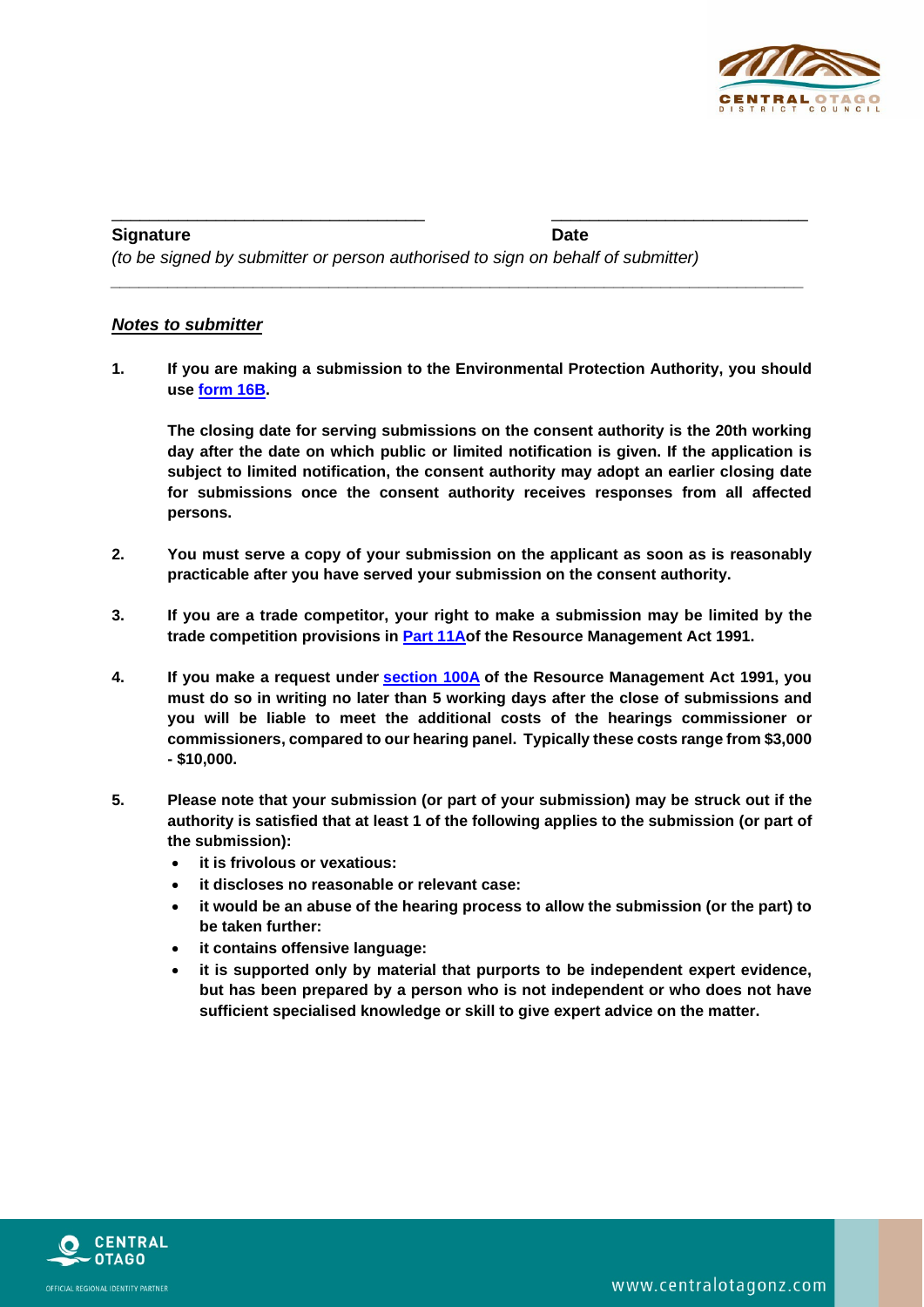\_\_\_\_\_\_\_\_\_\_\_\_\_\_\_\_\_\_\_\_\_\_\_\_\_\_\_\_\_\_\_\_ \_\_\_\_\_\_\_\_\_\_\_\_\_\_\_\_\_\_\_\_\_\_\_\_\_\_

**Signature** **Date**

*(to be signed by submitter or person authorised to sign on behalf of submitter)*

---

***Notes to submitter***

1. **If you are making a submission to the Environmental Protection Authority, you should use form 16B.**

   **The closing date for serving submissions on the consent authority is the 20th working day after the date on which public or limited notification is given. If the application is subject to limited notification, the consent authority may adopt an earlier closing date for submissions once the consent authority receives responses from all affected persons.**

2. **You must serve a copy of your submission on the applicant as soon as is reasonably practicable after you have served your submission on the consent authority.**

3. **If you are a trade competitor, your right to make a submission may be limited by the trade competition provisions in Part 11Aof the Resource Management Act 1991.**

4. **If you make a request under section 100A of the Resource Management Act 1991, you must do so in writing no later than 5 working days after the close of submissions and you will be liable to meet the additional costs of the hearings commissioner or commissioners, compared to our hearing panel. Typically these costs range from $3,000 - $10,000.**

5. **Please note that your submission (or part of your submission) may be struck out if the authority is satisfied that at least 1 of the following applies to the submission (or part of the submission):**
   - **it is frivolous or vexatious:**
   - **it discloses no reasonable or relevant case:**
   - **it would be an abuse of the hearing process to allow the submission (or the part) to be taken further:**
   - **it contains offensive language:**
   - **it is supported only by material that purports to be independent expert evidence, but has been prepared by a person who is not independent or who does not have sufficient specialised knowledge or skill to give expert advice on the matter.**